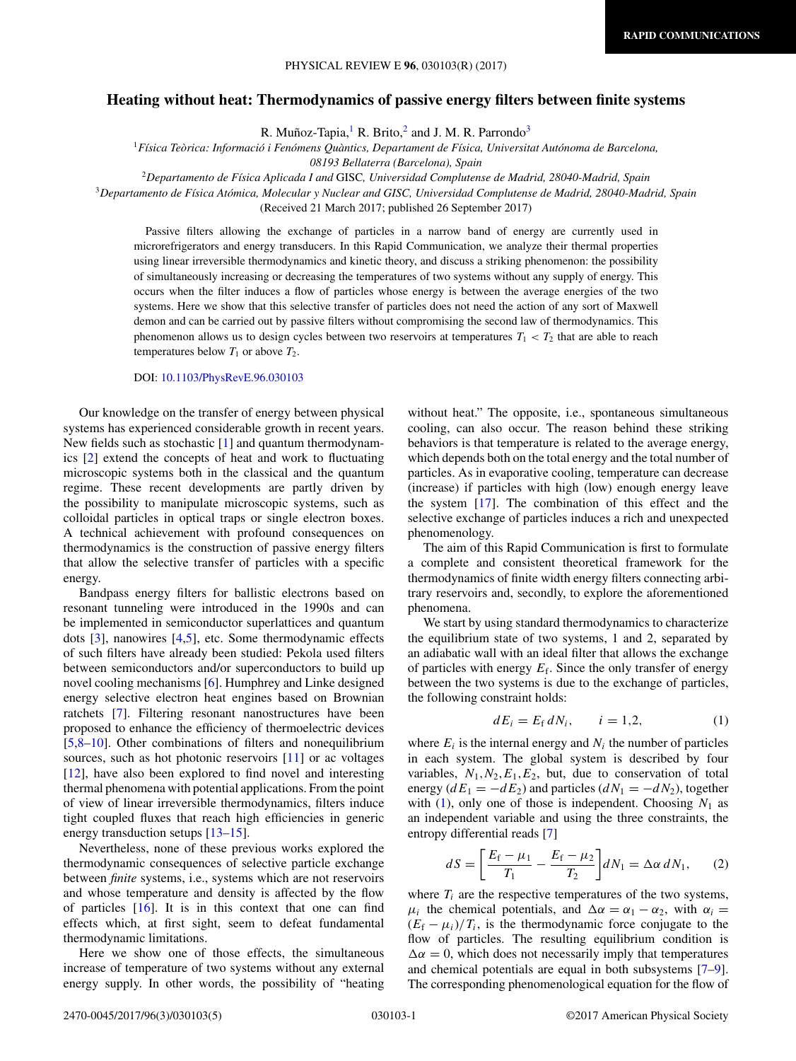RAPID COMMUNICATIONS

# Heating without heat: Thermodynamics of passive energy filters between finite systems

R. Muñoz-Tapia,[1] R. Brito,[2] and J. M. R. Parrondo[3]

[1] *Física Teòrica: Informació i Fenòmens Quàntics, Departament de Física, Universitat Autónoma de Barcelona, 08193 Bellaterra (Barcelona), Spain*

[2] *Departamento de Física Aplicada I and* GISC*, Universidad Complutense de Madrid, 28040-Madrid, Spain*

[3] *Departamento de Física Atómica, Molecular y Nuclear and GISC, Universidad Complutense de Madrid, 28040-Madrid, Spain*

(Received 21 March 2017; published 26 September 2017)

Passive filters allowing the exchange of particles in a narrow band of energy are currently used in microrefrigerators and energy transducers. In this Rapid Communication, we analyze their thermal properties using linear irreversible thermodynamics and kinetic theory, and discuss a striking phenomenon: the possibility of simultaneously increasing or decreasing the temperatures of two systems without any supply of energy. This occurs when the filter induces a flow of particles whose energy is between the average energies of the two systems. Here we show that this selective transfer of particles does not need the action of any sort of Maxwell demon and can be carried out by passive filters without compromising the second law of thermodynamics. This phenomenon allows us to design cycles between two reservoirs at temperatures $T_1 < T_2$ that are able to reach temperatures below $T_1$ or above $T_2$.

DOI: 10.1103/PhysRevE.96.030103

Our knowledge on the transfer of energy between physical systems has experienced considerable growth in recent years. New fields such as stochastic [1] and quantum thermodynamics [2] extend the concepts of heat and work to fluctuating microscopic systems both in the classical and the quantum regime. These recent developments are partly driven by the possibility to manipulate microscopic systems, such as colloidal particles in optical traps or single electron boxes. A technical achievement with profound consequences on thermodynamics is the construction of passive energy filters that allow the selective transfer of particles with a specific energy.

Bandpass energy filters for ballistic electrons based on resonant tunneling were introduced in the 1990s and can be implemented in semiconductor superlattices and quantum dots [3], nanowires [4,5], etc. Some thermodynamic effects of such filters have already been studied: Pekola used filters between semiconductors and/or superconductors to build up novel cooling mechanisms [6]. Humphrey and Linke designed energy selective electron heat engines based on Brownian ratchets [7]. Filtering resonant nanostructures have been proposed to enhance the efficiency of thermoelectric devices [5,8–10]. Other combinations of filters and nonequilibrium sources, such as hot photonic reservoirs [11] or ac voltages [12], have also been explored to find novel and interesting thermal phenomena with potential applications. From the point of view of linear irreversible thermodynamics, filters induce tight coupled fluxes that reach high efficiencies in generic energy transduction setups [13–15].

Nevertheless, none of these previous works explored the thermodynamic consequences of selective particle exchange between *finite* systems, i.e., systems which are not reservoirs and whose temperature and density is affected by the flow of particles [16]. It is in this context that one can find effects which, at first sight, seem to defeat fundamental thermodynamic limitations.

Here we show one of those effects, the simultaneous increase of temperature of two systems without any external energy supply. In other words, the possibility of "heating without heat." The opposite, i.e., spontaneous simultaneous cooling, can also occur. The reason behind these striking behaviors is that temperature is related to the average energy, which depends both on the total energy and the total number of particles. As in evaporative cooling, temperature can decrease (increase) if particles with high (low) enough energy leave the system [17]. The combination of this effect and the selective exchange of particles induces a rich and unexpected phenomenology.

The aim of this Rapid Communication is first to formulate a complete and consistent theoretical framework for the thermodynamics of finite width energy filters connecting arbitrary reservoirs and, secondly, to explore the aforementioned phenomena.

We start by using standard thermodynamics to characterize the equilibrium state of two systems, 1 and 2, separated by an adiabatic wall with an ideal filter that allows the exchange of particles with energy $E_{\rm f}$. Since the only transfer of energy between the two systems is due to the exchange of particles, the following constraint holds:

$$dE_i = E_{\rm f}\, dN_i, \qquad i = 1,2, \tag{1}$$

where $E_i$ is the internal energy and $N_i$ the number of particles in each system. The global system is described by four variables, $N_1, N_2, E_1, E_2$, but, due to conservation of total energy ($dE_1 = -dE_2$) and particles ($dN_1 = -dN_2$), together with (1), only one of those is independent. Choosing $N_1$ as an independent variable and using the three constraints, the entropy differential reads [7]

$$dS = \left[\frac{E_{\rm f} - \mu_1}{T_1} - \frac{E_{\rm f} - \mu_2}{T_2}\right] dN_1 = \Delta\alpha\, dN_1, \tag{2}$$

where $T_i$ are the respective temperatures of the two systems, $\mu_i$ the chemical potentials, and $\Delta\alpha = \alpha_1 - \alpha_2$, with $\alpha_i = (E_{\rm f} - \mu_i)/T_i$, is the thermodynamic force conjugate to the flow of particles. The resulting equilibrium condition is $\Delta\alpha = 0$, which does not necessarily imply that temperatures and chemical potentials are equal in both subsystems [7–9]. The corresponding phenomenological equation for the flow of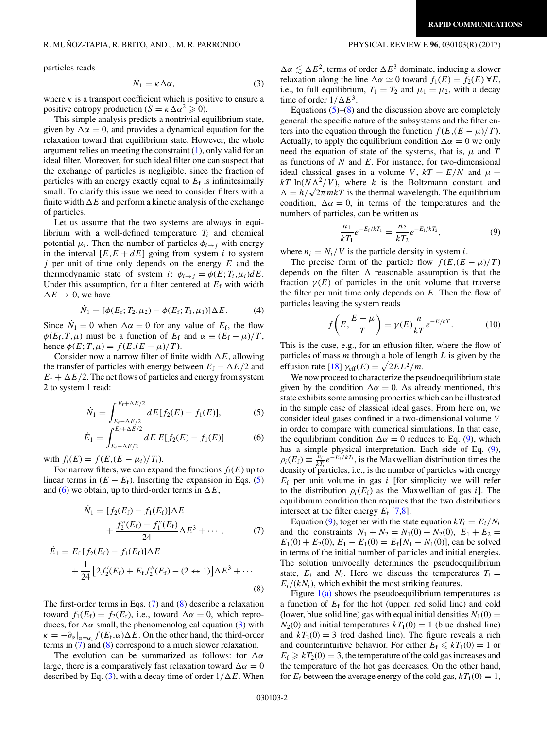particles reads

$$\dot{N}_1 = \kappa \Delta\alpha, \tag{3}$$

where $\kappa$ is a transport coefficient which is positive to ensure a positive entropy production ($\dot{S} = \kappa \Delta\alpha^2 \geqslant 0$).

This simple analysis predicts a nontrivial equilibrium state, given by $\Delta\alpha = 0$, and provides a dynamical equation for the relaxation toward that equilibrium state. However, the whole argument relies on meeting the constraint (1), only valid for an ideal filter. Moreover, for such ideal filter one can suspect that the exchange of particles is negligible, since the fraction of particles with an energy exactly equal to $E_{\rm f}$ is infinitesimally small. To clarify this issue we need to consider filters with a finite width $\Delta E$ and perform a kinetic analysis of the exchange of particles.

Let us assume that the two systems are always in equilibrium with a well-defined temperature $T_i$ and chemical potential $\mu_i$. Then the number of particles $\phi_{i\to j}$ with energy in the interval $[E, E + dE]$ going from system $i$ to system $j$ per unit of time only depends on the energy $E$ and the thermodynamic state of system $i$: $\phi_{i\to j} = \phi(E; T_i, \mu_i)dE$. Under this assumption, for a filter centered at $E_{\rm f}$ with width $\Delta E \to 0$, we have

$$\dot{N}_1 = [\phi(E_{\rm f}; T_2, \mu_2) - \phi(E_{\rm f}; T_1, \mu_1)]\Delta E. \tag{4}$$

Since $\dot{N}_1 = 0$ when $\Delta\alpha = 0$ for any value of $E_{\rm f}$, the flow $\phi(E_{\rm f}, T, \mu)$ must be a function of $E_{\rm f}$ and $\alpha \equiv (E_{\rm f} - \mu)/T$, hence $\phi(E; T, \mu) = f(E, (E - \mu)/T)$.

Consider now a narrow filter of finite width $\Delta E$, allowing the transfer of particles with energy between $E_{\rm f} - \Delta E/2$ and $E_{\rm f} + \Delta E/2$. The net flows of particles and energy from system 2 to system 1 read:

$$\dot{N}_1 = \int_{E_{\rm f}-\Delta E/2}^{E_{\rm f}+\Delta E/2} dE [f_2(E) - f_1(E)], \tag{5}$$

$$\dot{E}_1 = \int_{E_{\rm f}-\Delta E/2}^{E_{\rm f}+\Delta E/2} dE\, E [f_2(E) - f_1(E)] \tag{6}$$

with $f_i(E) = f(E, (E - \mu_i)/T_i)$.

For narrow filters, we can expand the functions $f_i(E)$ up to linear terms in $(E - E_{\rm f})$. Inserting the expansion in Eqs. (5) and (6) we obtain, up to third-order terms in $\Delta E$,

$$\dot{N}_1 = [f_2(E_{\rm f}) - f_1(E_{\rm f})]\Delta E + \frac{f_2''(E_{\rm f}) - f_1''(E_{\rm f})}{24}\Delta E^3 + \cdots, \tag{7}$$

$$\dot{E}_1 = E_{\rm f}[f_2(E_{\rm f}) - f_1(E_{\rm f})]\Delta E + \frac{1}{24}\left[2f_2'(E_{\rm f}) + E_{\rm f} f_2''(E_{\rm f}) - (2 \leftrightarrow 1)\right]\Delta E^3 + \cdots. \tag{8}$$

The first-order terms in Eqs. (7) and (8) describe a relaxation toward $f_1(E_{\rm f}) = f_2(E_{\rm f})$, i.e., toward $\Delta\alpha = 0$, which reproduces, for $\Delta\alpha$ small, the phenomenological equation (3) with $\kappa = -\partial_\alpha|_{\alpha=\alpha_1} f(E_{\rm f}, \alpha)\Delta E$. On the other hand, the third-order terms in (7) and (8) correspond to a much slower relaxation.

The evolution can be summarized as follows: for $\Delta\alpha$ large, there is a comparatively fast relaxation toward $\Delta\alpha = 0$ described by Eq. (3), with a decay time of order $1/\Delta E$. When $\Delta\alpha \lesssim \Delta E^2$, terms of order $\Delta E^3$ dominate, inducing a slower relaxation along the line $\Delta\alpha \simeq 0$ toward $f_1(E) = f_2(E)\ \forall E$, i.e., to full equilibrium, $T_1 = T_2$ and $\mu_1 = \mu_2$, with a decay time of order $1/\Delta E^3$.

Equations (5)–(8) and the discussion above are completely general: the specific nature of the subsystems and the filter enters into the equation through the function $f(E, (E - \mu)/T)$. Actually, to apply the equilibrium condition $\Delta\alpha = 0$ we only need the equation of state of the systems, that is, $\mu$ and $T$ as functions of $N$ and $E$. For instance, for two-dimensional ideal classical gases in a volume $V$, $kT = E/N$ and $\mu = kT\ \ln(N\Lambda^2/V)$, where $k$ is the Boltzmann constant and $\Lambda = h/\sqrt{2\pi mkT}$ is the thermal wavelength. The equilibrium condition, $\Delta\alpha = 0$, in terms of the temperatures and the numbers of particles, can be written as

$$\frac{n_1}{kT_1}e^{-E_{\rm f}/kT_1} = \frac{n_2}{kT_2}e^{-E_{\rm f}/kT_2}, \tag{9}$$

where $n_i = N_i/V$ is the particle density in system $i$.

The precise form of the particle flow $f(E, (E - \mu)/T)$ depends on the filter. A reasonable assumption is that the fraction $\gamma(E)$ of particles in the unit volume that traverse the filter per unit time only depends on $E$. Then the flow of particles leaving the system reads

$$f\left(E, \frac{E - \mu}{T}\right) = \gamma(E)\frac{n}{kT}e^{-E/kT}. \tag{10}$$

This is the case, e.g., for an effusion filter, where the flow of particles of mass $m$ through a hole of length $L$ is given by the effusion rate [18] $\gamma_{\rm eff}(E) = \sqrt{2EL^2/m}$.

We now proceed to characterize the pseudoequilibrium state given by the condition $\Delta\alpha = 0$. As already mentioned, this state exhibits some amusing properties which can be illustrated in the simple case of classical ideal gases. From here on, we consider ideal gases confined in a two-dimensional volume $V$ in order to compare with numerical simulations. In that case, the equilibrium condition $\Delta\alpha = 0$ reduces to Eq. (9), which has a simple physical interpretation. Each side of Eq. (9), $\rho_i(E_{\rm f}) \equiv \frac{n_i}{kT_i}e^{-E_{\rm f}/kT_i}$, is the Maxwellian distribution times the density of particles, i.e., is the number of particles with energy $E_{\rm f}$ per unit volume in gas $i$ [for simplicity we will refer to the distribution $\rho_i(E_{\rm f})$ as the Maxwellian of gas $i$]. The equilibrium condition then requires that the two distributions intersect at the filter energy $E_{\rm f}$ [7,8].

Equation (9), together with the state equation $kT_i = E_i/N_i$ and the constraints $N_1 + N_2 = N_1(0) + N_2(0)$, $E_1 + E_2 = E_1(0) + E_2(0)$, $E_1 - E_1(0) = E_{\rm f}[N_1 - N_1(0)]$, can be solved in terms of the initial number of particles and initial energies. The solution univocally determines the pseudoequilibrium state, $E_i$ and $N_i$. Here we discuss the temperatures $T_i = E_i/(kN_i)$, which exhibit the most striking features.

Figure 1(a) shows the pseudoequilibrium temperatures as a function of $E_{\rm f}$ for the hot (upper, red solid line) and cold (lower, blue solid line) gas with equal initial densities $N_1(0) = N_2(0)$ and initial temperatures $kT_1(0) = 1$ (blue dashed line) and $kT_2(0) = 3$ (red dashed line). The figure reveals a rich and counterintuitive behavior. For either $E_{\rm f} \leqslant kT_1(0) = 1$ or $E_{\rm f} \geqslant kT_2(0) = 3$, the temperature of the cold gas increases and the temperature of the hot gas decreases. On the other hand, for $E_{\rm f}$ between the average energy of the cold gas, $kT_1(0) = 1$,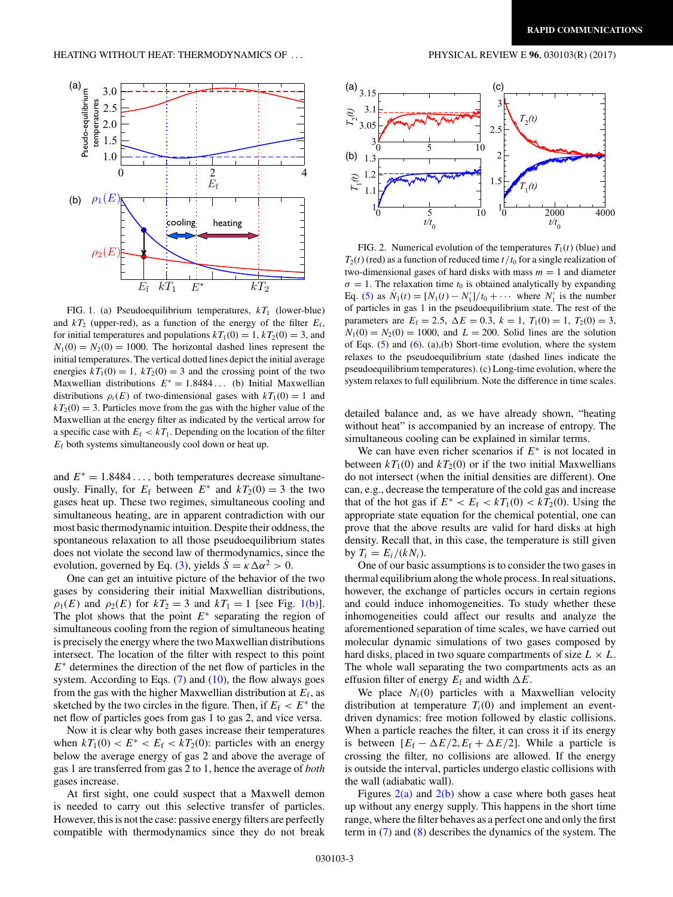FIG. 1. (a) Pseudoequilibrium temperatures, $kT_1$ (lower-blue) and $kT_2$ (upper-red), as a function of the energy of the filter $E_f$, for initial temperatures and populations $kT_1(0) = 1$, $kT_2(0) = 3$, and $N_1(0) = N_2(0) = 1000$. The horizontal dashed lines represent the initial temperatures. The vertical dotted lines depict the initial average energies $kT_1(0) = 1$, $kT_2(0) = 3$ and the crossing point of the two Maxwellian distributions $E^* = 1.8484\ldots$ (b) Initial Maxwellian distributions $\rho_i(E)$ of two-dimensional gases with $kT_1(0) = 1$ and $kT_2(0) = 3$. Particles move from the gas with the higher value of the Maxwellian at the energy filter as indicated by the vertical arrow for a specific case with $E_f < kT_1$. Depending on the location of the filter $E_f$ both systems simultaneously cool down or heat up.

and $E^* = 1.8484\ldots$, both temperatures decrease simultaneously. Finally, for $E_f$ between $E^*$ and $kT_2(0) = 3$ the two gases heat up. These two regimes, simultaneous cooling and simultaneous heating, are in apparent contradiction with our most basic thermodynamic intuition. Despite their oddness, the spontaneous relaxation to all those pseudoequilibrium states does not violate the second law of thermodynamics, since the evolution, governed by Eq. (3), yields $\dot{S} = \kappa\Delta\alpha^2 > 0$.

One can get an intuitive picture of the behavior of the two gases by considering their initial Maxwellian distributions, $\rho_1(E)$ and $\rho_2(E)$ for $kT_2 = 3$ and $kT_1 = 1$ [see Fig. 1(b)]. The plot shows that the point $E^*$ separating the region of simultaneous cooling from the region of simultaneous heating is precisely the energy where the two Maxwellian distributions intersect. The location of the filter with respect to this point $E^*$ determines the direction of the net flow of particles in the system. According to Eqs. (7) and (10), the flow always goes from the gas with the higher Maxwellian distribution at $E_f$, as sketched by the two circles in the figure. Then, if $E_f < E^*$ the net flow of particles goes from gas 1 to gas 2, and vice versa.

Now it is clear why both gases increase their temperatures when $kT_1(0) < E^* < E_f < kT_2(0)$: particles with an energy below the average energy of gas 2 and above the average of gas 1 are transferred from gas 2 to 1, hence the average of *both* gases increase.

At first sight, one could suspect that a Maxwell demon is needed to carry out this selective transfer of particles. However, this is not the case: passive energy filters are perfectly compatible with thermodynamics since they do not break detailed balance and, as we have already shown, "heating without heat" is accompanied by an increase of entropy. The simultaneous cooling can be explained in similar terms.

We can have even richer scenarios if $E^*$ is not located in between $kT_1(0)$ and $kT_2(0)$ or if the two initial Maxwellians do not intersect (when the initial densities are different). One can, e.g., decrease the temperature of the cold gas and increase that of the hot gas if $E^* < E_f < kT_1(0) < kT_2(0)$. Using the appropriate state equation for the chemical potential, one can prove that the above results are valid for hard disks at high density. Recall that, in this case, the temperature is still given by $T_i = E_i/(kN_i)$.

One of our basic assumptions is to consider the two gases in thermal equilibrium along the whole process. In real situations, however, the exchange of particles occurs in certain regions and could induce inhomogeneities. To study whether these inhomogeneities could affect our results and analyze the aforementioned separation of time scales, we have carried out molecular dynamic simulations of two gases composed by hard disks, placed in two square compartments of size $L \times L$. The whole wall separating the two compartments acts as an effusion filter of energy $E_f$ and width $\Delta E$.

We place $N_i(0)$ particles with a Maxwellian velocity distribution at temperature $T_i(0)$ and implement an event-driven dynamics: free motion followed by elastic collisions. When a particle reaches the filter, it can cross it if its energy is between $[E_f - \Delta E/2, E_f + \Delta E/2]$. While a particle is crossing the filter, no collisions are allowed. If the energy is outside the interval, particles undergo elastic collisions with the wall (adiabatic wall).

Figures 2(a) and 2(b) show a case where both gases heat up without any energy supply. This happens in the short time range, where the filter behaves as a perfect one and only the first term in (7) and (8) describes the dynamics of the system. The

FIG. 2. Numerical evolution of the temperatures $T_1(t)$ (blue) and $T_2(t)$ (red) as a function of reduced time $t/t_0$ for a single realization of two-dimensional gases of hard disks with mass $m = 1$ and diameter $\sigma = 1$. The relaxation time $t_0$ is obtained analytically by expanding Eq. (5) as $N_1(t) = [N_1(t) - N_1']/t_0 + \cdots$ where $N_1'$ is the number of particles in gas 1 in the pseudoequilibrium state. The rest of the parameters are $E_f = 2.5$, $\Delta E = 0.3$, $k = 1$, $T_1(0) = 1$, $T_2(0) = 3$, $N_1(0) = N_2(0) = 1000$, and $L = 200$. Solid lines are the solution of Eqs. (5) and (6). (a),(b) Short-time evolution, where the system relaxes to the pseudoequilibrium state (dashed lines indicate the pseudoequilibrium temperatures). (c) Long-time evolution, where the system relaxes to full equilibrium. Note the difference in time scales.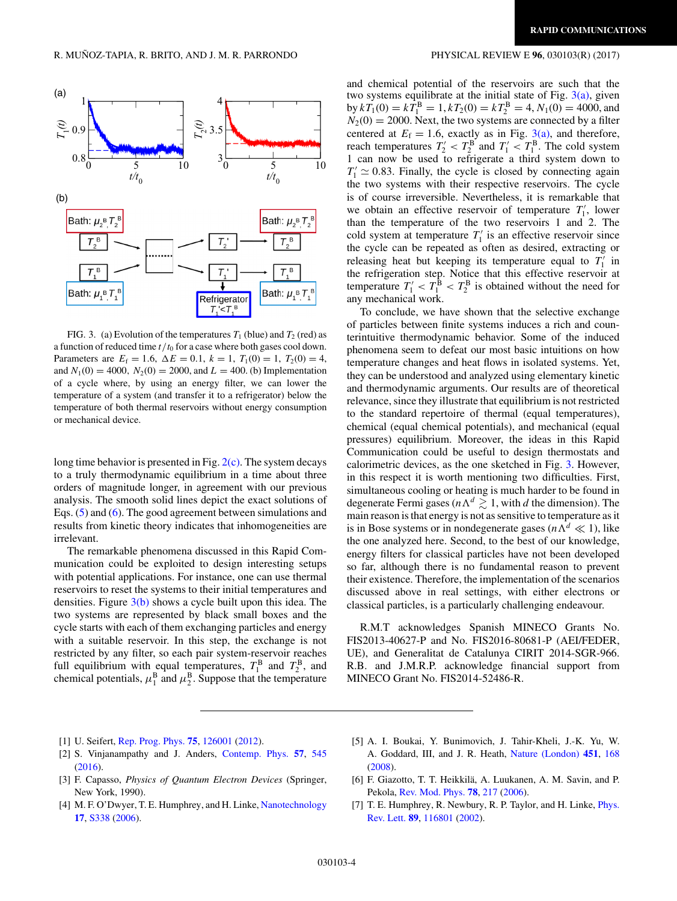FIG. 3. (a) Evolution of the temperatures $T_1$ (blue) and $T_2$ (red) as a function of reduced time $t/t_0$ for a case where both gases cool down. Parameters are $E_f = 1.6$, $\Delta E = 0.1$, $k = 1$, $T_1(0) = 1$, $T_2(0) = 4$, and $N_1(0) = 4000$, $N_2(0) = 2000$, and $L = 400$. (b) Implementation of a cycle where, by using an energy filter, we can lower the temperature of a system (and transfer it to a refrigerator) below the temperature of both thermal reservoirs without energy consumption or mechanical device.

long time behavior is presented in Fig. 2(c). The system decays to a truly thermodynamic equilibrium in a time about three orders of magnitude longer, in agreement with our previous analysis. The smooth solid lines depict the exact solutions of Eqs. (5) and (6). The good agreement between simulations and results from kinetic theory indicates that inhomogeneities are irrelevant.

The remarkable phenomena discussed in this Rapid Communication could be exploited to design interesting setups with potential applications. For instance, one can use thermal reservoirs to reset the systems to their initial temperatures and densities. Figure 3(b) shows a cycle built upon this idea. The two systems are represented by black small boxes and the cycle starts with each of them exchanging particles and energy with a suitable reservoir. In this step, the exchange is not restricted by any filter, so each pair system-reservoir reaches full equilibrium with equal temperatures, $T_1^B$ and $T_2^B$, and chemical potentials, $\mu_1^B$ and $\mu_2^B$. Suppose that the temperature and chemical potential of the reservoirs are such that the two systems equilibrate at the initial state of Fig. 3(a), given by $kT_1(0) = kT_1^B = 1, kT_2(0) = kT_2^B = 4, N_1(0) = 4000$, and $N_2(0) = 2000$. Next, the two systems are connected by a filter centered at $E_f = 1.6$, exactly as in Fig. 3(a), and therefore, reach temperatures $T_2' < T_2^B$ and $T_1' < T_1^B$. The cold system 1 can now be used to refrigerate a third system down to $T_1' \simeq 0.83$. Finally, the cycle is closed by connecting again the two systems with their respective reservoirs. The cycle is of course irreversible. Nevertheless, it is remarkable that we obtain an effective reservoir of temperature $T_1'$, lower than the temperature of the two reservoirs 1 and 2. The cold system at temperature $T_1'$ is an effective reservoir since the cycle can be repeated as often as desired, extracting or releasing heat but keeping its temperature equal to $T_1'$ in the refrigeration step. Notice that this effective reservoir at temperature $T_1' < T_1^B < T_2^B$ is obtained without the need for any mechanical work.

To conclude, we have shown that the selective exchange of particles between finite systems induces a rich and counterintuitive thermodynamic behavior. Some of the induced phenomena seem to defeat our most basic intuitions on how temperature changes and heat flows in isolated systems. Yet, they can be understood and analyzed using elementary kinetic and thermodynamic arguments. Our results are of theoretical relevance, since they illustrate that equilibrium is not restricted to the standard repertoire of thermal (equal temperatures), chemical (equal chemical potentials), and mechanical (equal pressures) equilibrium. Moreover, the ideas in this Rapid Communication could be useful to design thermostats and calorimetric devices, as the one sketched in Fig. 3. However, in this respect it is worth mentioning two difficulties. First, simultaneous cooling or heating is much harder to be found in degenerate Fermi gases ($n\Lambda^d \gtrsim 1$, with $d$ the dimension). The main reason is that energy is not as sensitive to temperature as it is in Bose systems or in nondegenerate gases ($n\Lambda^d \ll 1$), like the one analyzed here. Second, to the best of our knowledge, energy filters for classical particles have not been developed so far, although there is no fundamental reason to prevent their existence. Therefore, the implementation of the scenarios discussed above in real settings, with either electrons or classical particles, is a particularly challenging endeavour.

R.M.T acknowledges Spanish MINECO Grants No. FIS2013-40627-P and No. FIS2016-80681-P (AEI/FEDER, UE), and Generalitat de Catalunya CIRIT 2014-SGR-966. R.B. and J.M.R.P. acknowledge financial support from MINECO Grant No. FIS2014-52486-R.

[1] U. Seifert, Rep. Prog. Phys. **75**, 126001 (2012).
[2] S. Vinjanampathy and J. Anders, Contemp. Phys. **57**, 545 (2016).
[3] F. Capasso, *Physics of Quantum Electron Devices* (Springer, New York, 1990).
[4] M. F. O'Dwyer, T. E. Humphrey, and H. Linke, Nanotechnology **17**, S338 (2006).
[5] A. I. Boukai, Y. Bunimovich, J. Tahir-Kheli, J.-K. Yu, W. A. Goddard, III, and J. R. Heath, Nature (London) **451**, 168 (2008).
[6] F. Giazotto, T. T. Heikkilä, A. Luukanen, A. M. Savin, and P. Pekola, Rev. Mod. Phys. **78**, 217 (2006).
[7] T. E. Humphrey, R. Newbury, R. P. Taylor, and H. Linke, Phys. Rev. Lett. **89**, 116801 (2002).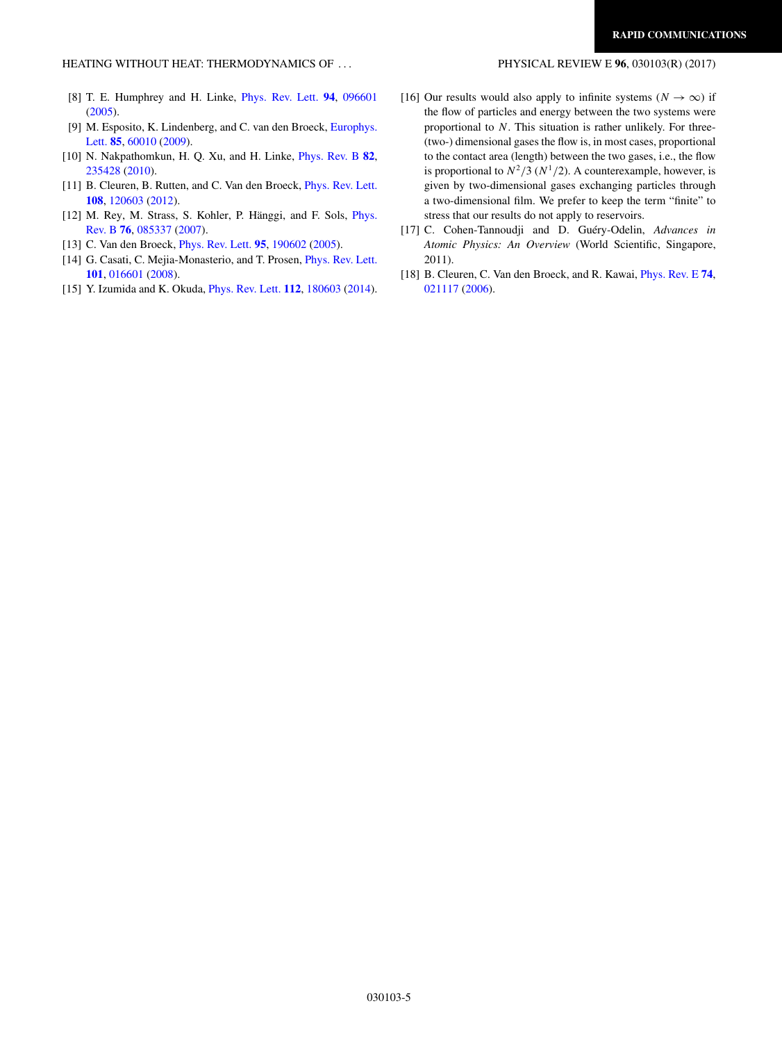[8] T. E. Humphrey and H. Linke, Phys. Rev. Lett. **94**, 096601 (2005).

[9] M. Esposito, K. Lindenberg, and C. van den Broeck, Europhys. Lett. **85**, 60010 (2009).

[10] N. Nakpathomkun, H. Q. Xu, and H. Linke, Phys. Rev. B **82**, 235428 (2010).

[11] B. Cleuren, B. Rutten, and C. Van den Broeck, Phys. Rev. Lett. **108**, 120603 (2012).

[12] M. Rey, M. Strass, S. Kohler, P. Hänggi, and F. Sols, Phys. Rev. B **76**, 085337 (2007).

[13] C. Van den Broeck, Phys. Rev. Lett. **95**, 190602 (2005).

[14] G. Casati, C. Mejia-Monasterio, and T. Prosen, Phys. Rev. Lett. **101**, 016601 (2008).

[15] Y. Izumida and K. Okuda, Phys. Rev. Lett. **112**, 180603 (2014).

[16] Our results would also apply to infinite systems ($N \to \infty$) if the flow of particles and energy between the two systems were proportional to $N$. This situation is rather unlikely. For three- (two-) dimensional gases the flow is, in most cases, proportional to the contact area (length) between the two gases, i.e., the flow is proportional to $N^2/3$ ($N^1/2$). A counterexample, however, is given by two-dimensional gases exchanging particles through a two-dimensional film. We prefer to keep the term "finite" to stress that our results do not apply to reservoirs.

[17] C. Cohen-Tannoudji and D. Guéry-Odelin, *Advances in Atomic Physics: An Overview* (World Scientific, Singapore, 2011).

[18] B. Cleuren, C. Van den Broeck, and R. Kawai, Phys. Rev. E **74**, 021117 (2006).